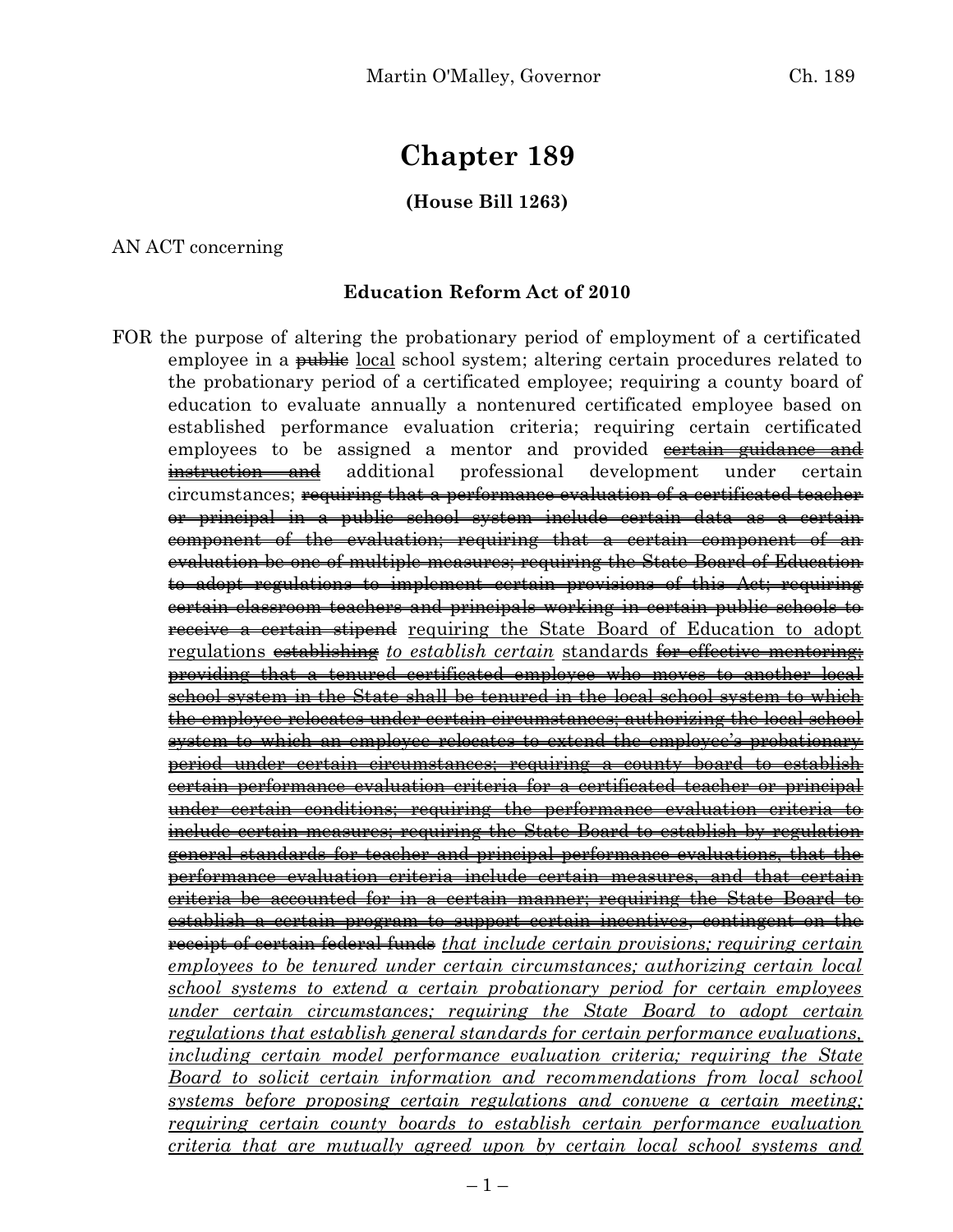# Chapter 189

**(House Bill 1263)**

AN ACT concerning

**Education Reform Act of 2010**

FOR the purpose of altering the probationary period of employment of a certificated employee in a ~~public~~ local school system; altering certain procedures related to the probationary period of a certificated employee; requiring a county board of education to evaluate annually a nontenured certificated employee based on established performance evaluation criteria; requiring certain certificated employees to be assigned a mentor and provided ~~certain guidance and instruction and~~ additional professional development under certain circumstances; ~~requiring that a performance evaluation of a certificated teacher or principal in a public school system include certain data as a certain component of the evaluation; requiring that a certain component of an evaluation be one of multiple measures; requiring the State Board of Education to adopt regulations to implement certain provisions of this Act; requiring certain classroom teachers and principals working in certain public schools to receive a certain stipend~~ requiring the State Board of Education to adopt regulations ~~establishing~~ *to establish certain* standards ~~for effective mentoring; providing that a tenured certificated employee who moves to another local school system in the State shall be tenured in the local school system to which the employee relocates under certain circumstances; authorizing the local school system to which an employee relocates to extend the employee's probationary period under certain circumstances; requiring a county board to establish certain performance evaluation criteria for a certificated teacher or principal under certain conditions; requiring the performance evaluation criteria to include certain measures; requiring the State Board to establish by regulation general standards for teacher and principal performance evaluations, that the performance evaluation criteria include certain measures, and that certain criteria be accounted for in a certain manner; requiring the State Board to establish a certain program to support certain incentives, contingent on the receipt of certain federal funds~~ *that include certain provisions; requiring certain employees to be tenured under certain circumstances; authorizing certain local school systems to extend a certain probationary period for certain employees under certain circumstances; requiring the State Board to adopt certain regulations that establish general standards for certain performance evaluations, including certain model performance evaluation criteria; requiring the State Board to solicit certain information and recommendations from local school systems before proposing certain regulations and convene a certain meeting; requiring certain county boards to establish certain performance evaluation criteria that are mutually agreed upon by certain local school systems and*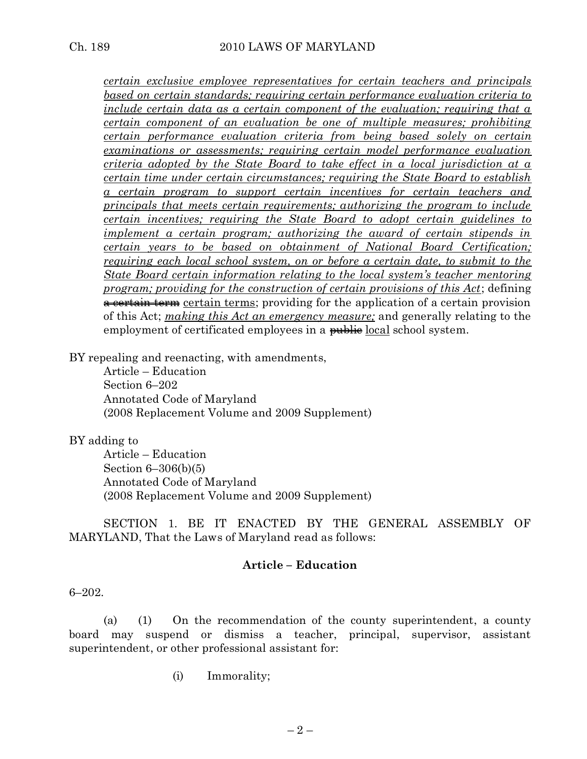*certain exclusive employee representatives for certain teachers and principals based on certain standards; requiring certain performance evaluation criteria to include certain data as a certain component of the evaluation; requiring that a certain component of an evaluation be one of multiple measures; prohibiting certain performance evaluation criteria from being based solely on certain examinations or assessments; requiring certain model performance evaluation criteria adopted by the State Board to take effect in a local jurisdiction at a certain time under certain circumstances; requiring the State Board to establish a certain program to support certain incentives for certain teachers and principals that meets certain requirements; authorizing the program to include certain incentives; requiring the State Board to adopt certain guidelines to implement a certain program; authorizing the award of certain stipends in certain years to be based on obtainment of National Board Certification; requiring each local school system, on or before a certain date, to submit to the State Board certain information relating to the local system's teacher mentoring program; providing for the construction of certain provisions of this Act*; defining ~~a certain term~~ certain terms; providing for the application of a certain provision of this Act; *making this Act an emergency measure;* and generally relating to the employment of certificated employees in a ~~public~~ local school system.

BY repealing and reenacting, with amendments,
Article – Education
Section 6–202
Annotated Code of Maryland
(2008 Replacement Volume and 2009 Supplement)

BY adding to
Article – Education
Section 6–306(b)(5)
Annotated Code of Maryland
(2008 Replacement Volume and 2009 Supplement)

SECTION 1. BE IT ENACTED BY THE GENERAL ASSEMBLY OF MARYLAND, That the Laws of Maryland read as follows:

**Article – Education**

6–202.

(a) (1) On the recommendation of the county superintendent, a county board may suspend or dismiss a teacher, principal, supervisor, assistant superintendent, or other professional assistant for:

(i) Immorality;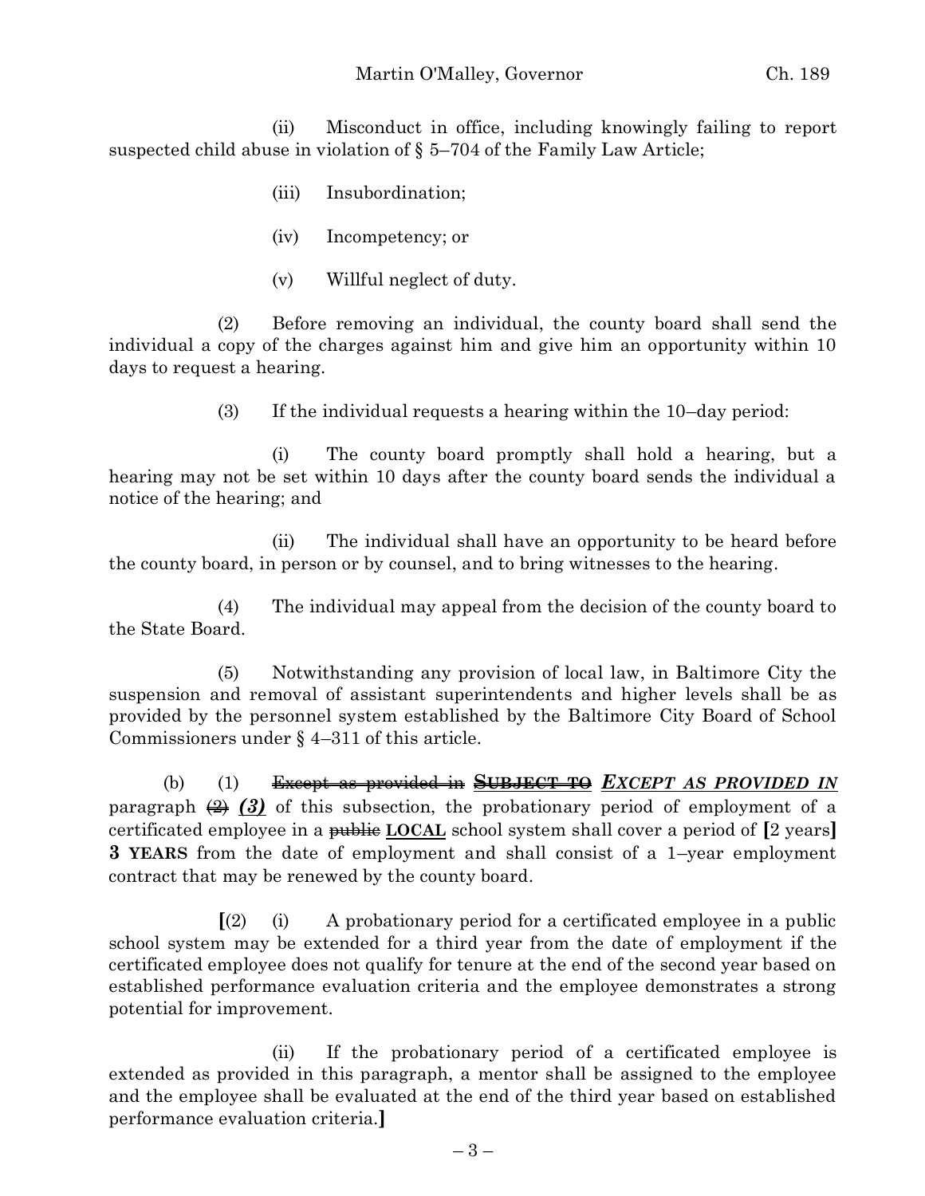(ii) Misconduct in office, including knowingly failing to report suspected child abuse in violation of § 5–704 of the Family Law Article;

(iii) Insubordination;

(iv) Incompetency; or

(v) Willful neglect of duty.

(2) Before removing an individual, the county board shall send the individual a copy of the charges against him and give him an opportunity within 10 days to request a hearing.

(3) If the individual requests a hearing within the 10–day period:

(i) The county board promptly shall hold a hearing, but a hearing may not be set within 10 days after the county board sends the individual a notice of the hearing; and

(ii) The individual shall have an opportunity to be heard before the county board, in person or by counsel, and to bring witnesses to the hearing.

(4) The individual may appeal from the decision of the county board to the State Board.

(5) Notwithstanding any provision of local law, in Baltimore City the suspension and removal of assistant superintendents and higher levels shall be as provided by the personnel system established by the Baltimore City Board of School Commissioners under § 4–311 of this article.

(b) (1) ~~Except as provided in~~ ~~**SUBJECT TO**~~ ***EXCEPT AS PROVIDED IN*** paragraph ~~(2)~~ ***(3)*** of this subsection, the probationary period of employment of a certificated employee in a ~~public~~ **LOCAL** school system shall cover a period of [2 years] **3 YEARS** from the date of employment and shall consist of a 1–year employment contract that may be renewed by the county board.

[(2) (i) A probationary period for a certificated employee in a public school system may be extended for a third year from the date of employment if the certificated employee does not qualify for tenure at the end of the second year based on established performance evaluation criteria and the employee demonstrates a strong potential for improvement.

(ii) If the probationary period of a certificated employee is extended as provided in this paragraph, a mentor shall be assigned to the employee and the employee shall be evaluated at the end of the third year based on established performance evaluation criteria.]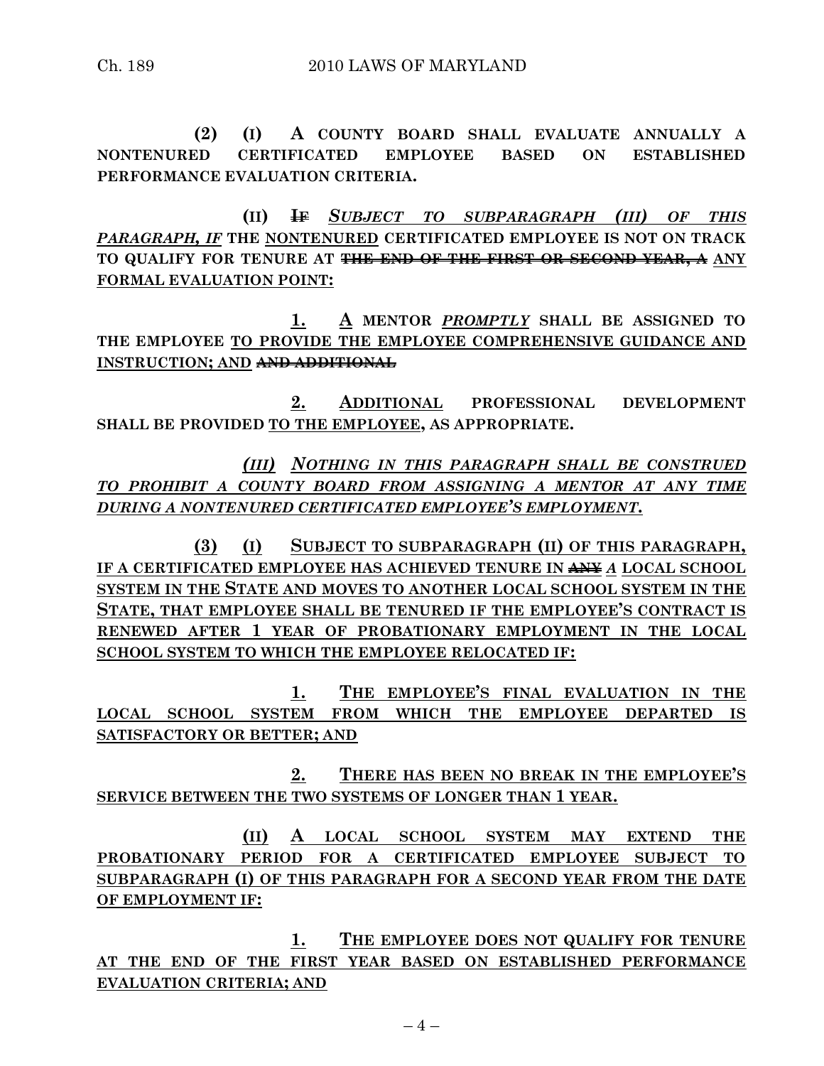**(2) (I) A COUNTY BOARD SHALL EVALUATE ANNUALLY A NONTENURED CERTIFICATED EMPLOYEE BASED ON ESTABLISHED PERFORMANCE EVALUATION CRITERIA.**

**(II) ~~IF~~ *SUBJECT TO SUBPARAGRAPH (III) OF THIS PARAGRAPH, IF* THE NONTENURED CERTIFICATED EMPLOYEE IS NOT ON TRACK TO QUALIFY FOR TENURE AT ~~THE END OF THE FIRST OR SECOND YEAR, A~~ ANY FORMAL EVALUATION POINT:**

**1. A MENTOR *PROMPTLY* SHALL BE ASSIGNED TO THE EMPLOYEE TO PROVIDE THE EMPLOYEE COMPREHENSIVE GUIDANCE AND INSTRUCTION; AND ~~AND ADDITIONAL~~**

**2. ADDITIONAL PROFESSIONAL DEVELOPMENT SHALL BE PROVIDED TO THE EMPLOYEE, AS APPROPRIATE.**

***(III) NOTHING IN THIS PARAGRAPH SHALL BE CONSTRUED TO PROHIBIT A COUNTY BOARD FROM ASSIGNING A MENTOR AT ANY TIME DURING A NONTENURED CERTIFICATED EMPLOYEE'S EMPLOYMENT.***

**(3) (I) SUBJECT TO SUBPARAGRAPH (II) OF THIS PARAGRAPH, IF A CERTIFICATED EMPLOYEE HAS ACHIEVED TENURE IN ~~ANY~~ *A* LOCAL SCHOOL SYSTEM IN THE STATE AND MOVES TO ANOTHER LOCAL SCHOOL SYSTEM IN THE STATE, THAT EMPLOYEE SHALL BE TENURED IF THE EMPLOYEE'S CONTRACT IS RENEWED AFTER 1 YEAR OF PROBATIONARY EMPLOYMENT IN THE LOCAL SCHOOL SYSTEM TO WHICH THE EMPLOYEE RELOCATED IF:**

**1. THE EMPLOYEE'S FINAL EVALUATION IN THE LOCAL SCHOOL SYSTEM FROM WHICH THE EMPLOYEE DEPARTED IS SATISFACTORY OR BETTER; AND**

**2. THERE HAS BEEN NO BREAK IN THE EMPLOYEE'S SERVICE BETWEEN THE TWO SYSTEMS OF LONGER THAN 1 YEAR.**

**(II) A LOCAL SCHOOL SYSTEM MAY EXTEND THE PROBATIONARY PERIOD FOR A CERTIFICATED EMPLOYEE SUBJECT TO SUBPARAGRAPH (I) OF THIS PARAGRAPH FOR A SECOND YEAR FROM THE DATE OF EMPLOYMENT IF:**

**1. THE EMPLOYEE DOES NOT QUALIFY FOR TENURE AT THE END OF THE FIRST YEAR BASED ON ESTABLISHED PERFORMANCE EVALUATION CRITERIA; AND**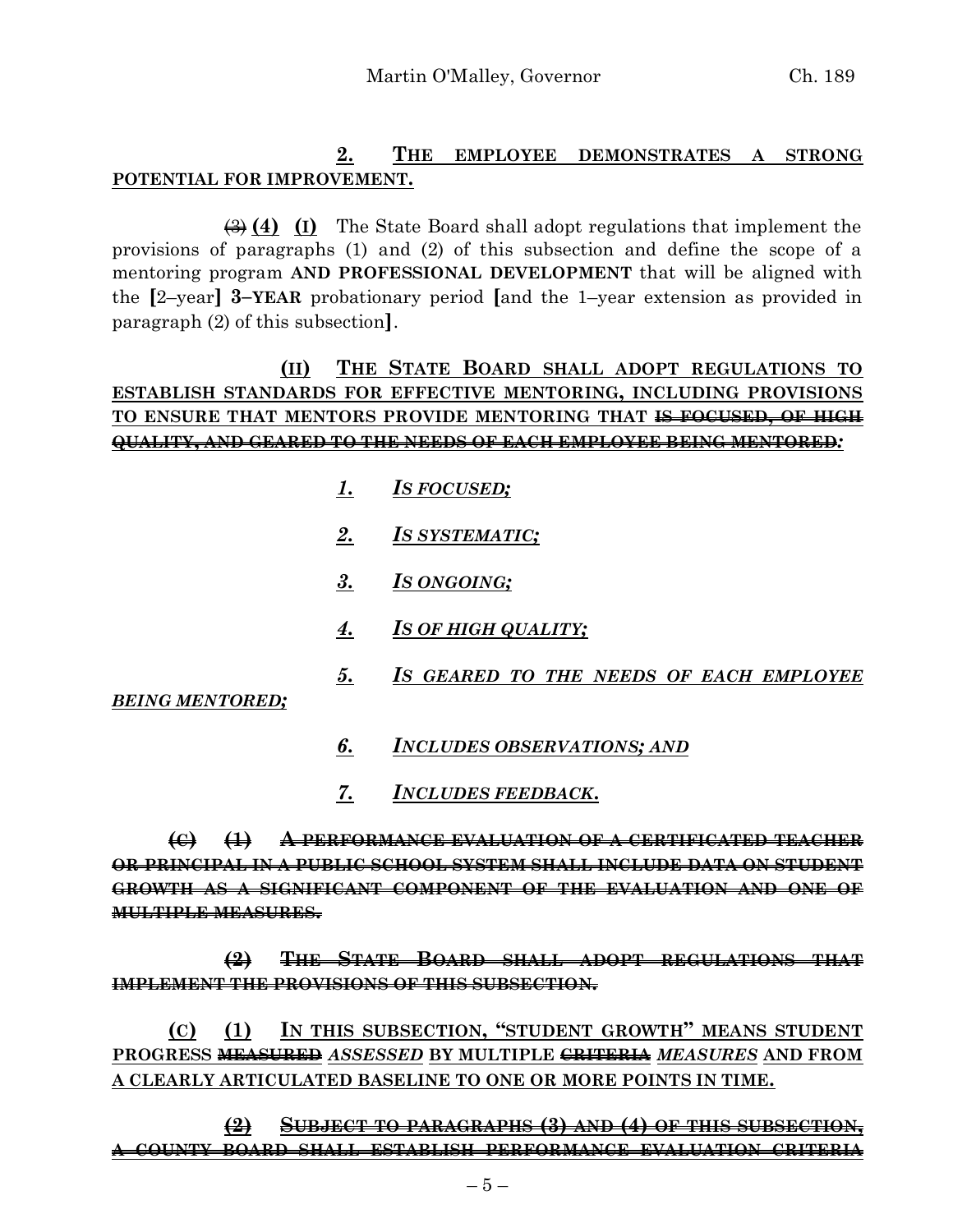**2. THE EMPLOYEE DEMONSTRATES A STRONG POTENTIAL FOR IMPROVEMENT.**

~~(3)~~ **(4)** **(I)** The State Board shall adopt regulations that implement the provisions of paragraphs (1) and (2) of this subsection and define the scope of a mentoring program **AND PROFESSIONAL DEVELOPMENT** that will be aligned with the **[**2–year**]** **3–YEAR** probationary period **[**and the 1–year extension as provided in paragraph (2) of this subsection**]**.

**(II) THE STATE BOARD SHALL ADOPT REGULATIONS TO ESTABLISH STANDARDS FOR EFFECTIVE MENTORING, INCLUDING PROVISIONS TO ENSURE THAT MENTORS PROVIDE MENTORING THAT ~~IS FOCUSED, OF HIGH QUALITY, AND GEARED TO THE NEEDS OF EACH EMPLOYEE BEING MENTORED~~*:***

***1. IS FOCUSED;***

***2. IS SYSTEMATIC;***

***3. IS ONGOING;***

***4. IS OF HIGH QUALITY;***

***5. IS GEARED TO THE NEEDS OF EACH EMPLOYEE BEING MENTORED;***

***6. INCLUDES OBSERVATIONS; AND***

***7. INCLUDES FEEDBACK.***

~~**(C) (1) A PERFORMANCE EVALUATION OF A CERTIFICATED TEACHER OR PRINCIPAL IN A PUBLIC SCHOOL SYSTEM SHALL INCLUDE DATA ON STUDENT GROWTH AS A SIGNIFICANT COMPONENT OF THE EVALUATION AND ONE OF MULTIPLE MEASURES.**~~

~~**(2) THE STATE BOARD SHALL ADOPT REGULATIONS THAT IMPLEMENT THE PROVISIONS OF THIS SUBSECTION.**~~

**(C) (1) IN THIS SUBSECTION, "STUDENT GROWTH" MEANS STUDENT PROGRESS ~~MEASURED~~ *ASSESSED* BY MULTIPLE ~~CRITERIA~~ *MEASURES* AND FROM A CLEARLY ARTICULATED BASELINE TO ONE OR MORE POINTS IN TIME.**

~~**(2) SUBJECT TO PARAGRAPHS (3) AND (4) OF THIS SUBSECTION, A COUNTY BOARD SHALL ESTABLISH PERFORMANCE EVALUATION CRITERIA**~~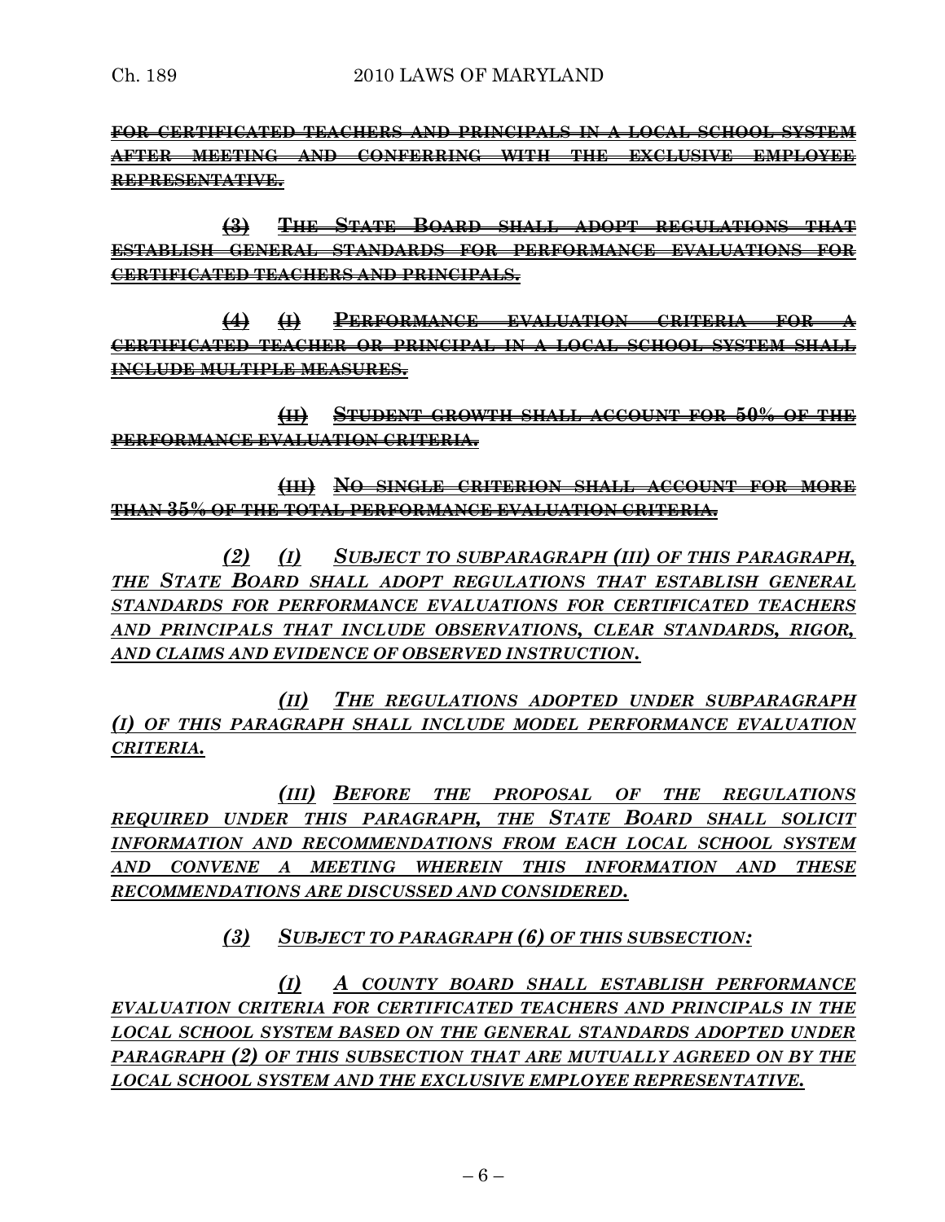~~FOR CERTIFICATED TEACHERS AND PRINCIPALS IN A LOCAL SCHOOL SYSTEM AFTER MEETING AND CONFERRING WITH THE EXCLUSIVE EMPLOYEE REPRESENTATIVE.~~

~~(3) THE STATE BOARD SHALL ADOPT REGULATIONS THAT ESTABLISH GENERAL STANDARDS FOR PERFORMANCE EVALUATIONS FOR CERTIFICATED TEACHERS AND PRINCIPALS.~~

~~(4) (I) PERFORMANCE EVALUATION CRITERIA FOR A CERTIFICATED TEACHER OR PRINCIPAL IN A LOCAL SCHOOL SYSTEM SHALL INCLUDE MULTIPLE MEASURES.~~

~~(II) STUDENT GROWTH SHALL ACCOUNT FOR 50% OF THE PERFORMANCE EVALUATION CRITERIA.~~

~~(III) NO SINGLE CRITERION SHALL ACCOUNT FOR MORE THAN 35% OF THE TOTAL PERFORMANCE EVALUATION CRITERIA.~~

*(2) (I) SUBJECT TO SUBPARAGRAPH (III) OF THIS PARAGRAPH, THE STATE BOARD SHALL ADOPT REGULATIONS THAT ESTABLISH GENERAL STANDARDS FOR PERFORMANCE EVALUATIONS FOR CERTIFICATED TEACHERS AND PRINCIPALS THAT INCLUDE OBSERVATIONS, CLEAR STANDARDS, RIGOR, AND CLAIMS AND EVIDENCE OF OBSERVED INSTRUCTION.*

*(II) THE REGULATIONS ADOPTED UNDER SUBPARAGRAPH (I) OF THIS PARAGRAPH SHALL INCLUDE MODEL PERFORMANCE EVALUATION CRITERIA.*

*(III) BEFORE THE PROPOSAL OF THE REGULATIONS REQUIRED UNDER THIS PARAGRAPH, THE STATE BOARD SHALL SOLICIT INFORMATION AND RECOMMENDATIONS FROM EACH LOCAL SCHOOL SYSTEM AND CONVENE A MEETING WHEREIN THIS INFORMATION AND THESE RECOMMENDATIONS ARE DISCUSSED AND CONSIDERED.*

*(3) SUBJECT TO PARAGRAPH (6) OF THIS SUBSECTION:*

*(I) A COUNTY BOARD SHALL ESTABLISH PERFORMANCE EVALUATION CRITERIA FOR CERTIFICATED TEACHERS AND PRINCIPALS IN THE LOCAL SCHOOL SYSTEM BASED ON THE GENERAL STANDARDS ADOPTED UNDER PARAGRAPH (2) OF THIS SUBSECTION THAT ARE MUTUALLY AGREED ON BY THE LOCAL SCHOOL SYSTEM AND THE EXCLUSIVE EMPLOYEE REPRESENTATIVE.*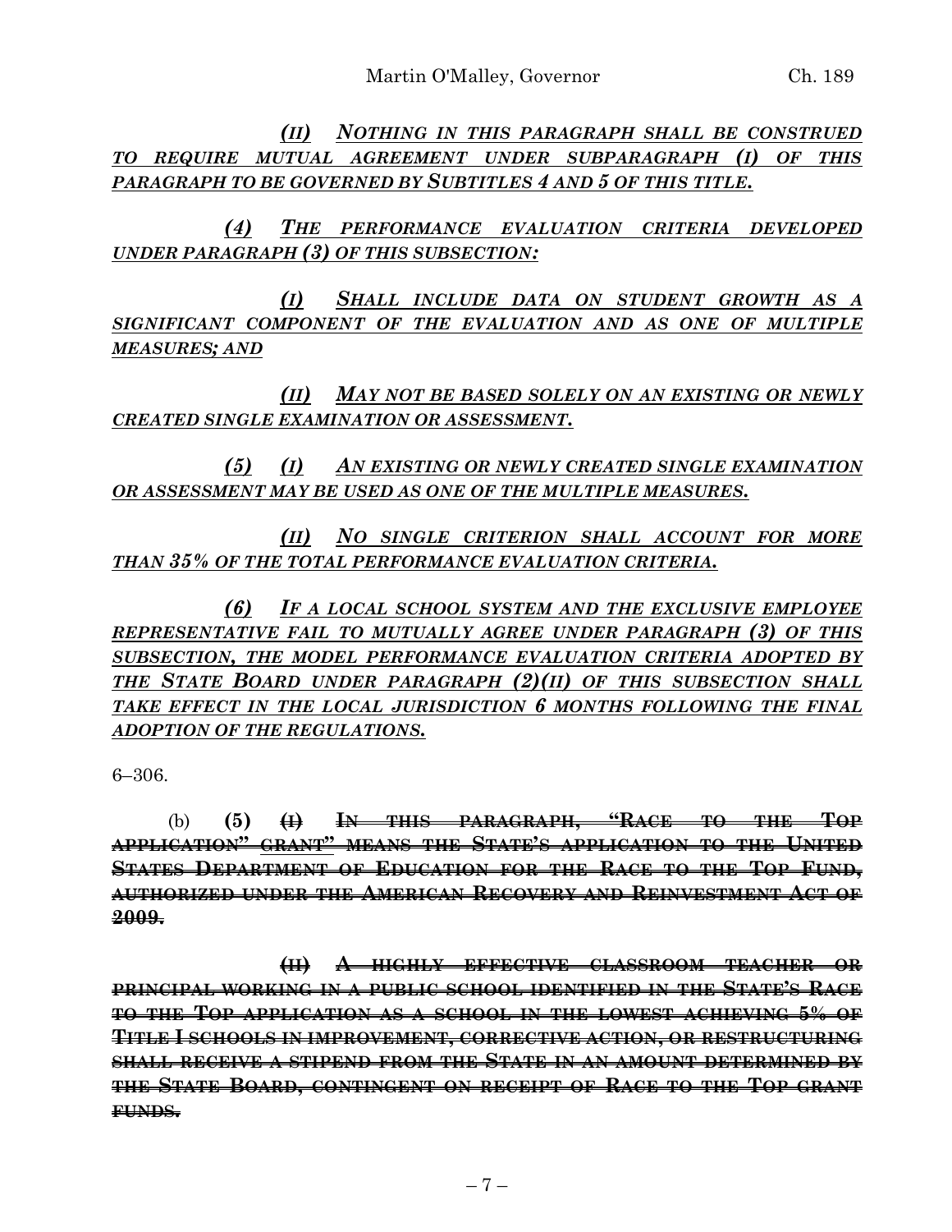*(II)* ***NOTHING IN THIS PARAGRAPH SHALL BE CONSTRUED TO REQUIRE MUTUAL AGREEMENT UNDER SUBPARAGRAPH (I) OF THIS PARAGRAPH TO BE GOVERNED BY SUBTITLES 4 AND 5 OF THIS TITLE.***

*(4)* ***THE PERFORMANCE EVALUATION CRITERIA DEVELOPED UNDER PARAGRAPH (3) OF THIS SUBSECTION:***

*(I)* ***SHALL INCLUDE DATA ON STUDENT GROWTH AS A SIGNIFICANT COMPONENT OF THE EVALUATION AND AS ONE OF MULTIPLE MEASURES; AND***

*(II)* ***MAY NOT BE BASED SOLELY ON AN EXISTING OR NEWLY CREATED SINGLE EXAMINATION OR ASSESSMENT.***

*(5)* *(I)* ***AN EXISTING OR NEWLY CREATED SINGLE EXAMINATION OR ASSESSMENT MAY BE USED AS ONE OF THE MULTIPLE MEASURES.***

*(II)* ***NO SINGLE CRITERION SHALL ACCOUNT FOR MORE THAN 35% OF THE TOTAL PERFORMANCE EVALUATION CRITERIA.***

*(6)* ***IF A LOCAL SCHOOL SYSTEM AND THE EXCLUSIVE EMPLOYEE REPRESENTATIVE FAIL TO MUTUALLY AGREE UNDER PARAGRAPH (3) OF THIS SUBSECTION, THE MODEL PERFORMANCE EVALUATION CRITERIA ADOPTED BY THE STATE BOARD UNDER PARAGRAPH (2)(II) OF THIS SUBSECTION SHALL TAKE EFFECT IN THE LOCAL JURISDICTION 6 MONTHS FOLLOWING THE FINAL ADOPTION OF THE REGULATIONS.***

6–306.

(b) **(5)** ~~**(I) IN THIS PARAGRAPH, "RACE TO THE TOP APPLICATION"**~~ ~~GRANT"~~ ~~**MEANS THE STATE'S APPLICATION TO THE UNITED STATES DEPARTMENT OF EDUCATION FOR THE RACE TO THE TOP FUND, AUTHORIZED UNDER THE AMERICAN RECOVERY AND REINVESTMENT ACT OF 2009.**~~

~~**(II) A HIGHLY EFFECTIVE CLASSROOM TEACHER OR PRINCIPAL WORKING IN A PUBLIC SCHOOL IDENTIFIED IN THE STATE'S RACE TO THE TOP APPLICATION AS A SCHOOL IN THE LOWEST ACHIEVING 5% OF TITLE I SCHOOLS IN IMPROVEMENT, CORRECTIVE ACTION, OR RESTRUCTURING SHALL RECEIVE A STIPEND FROM THE STATE IN AN AMOUNT DETERMINED BY THE STATE BOARD, CONTINGENT ON RECEIPT OF RACE TO THE TOP GRANT FUNDS.**~~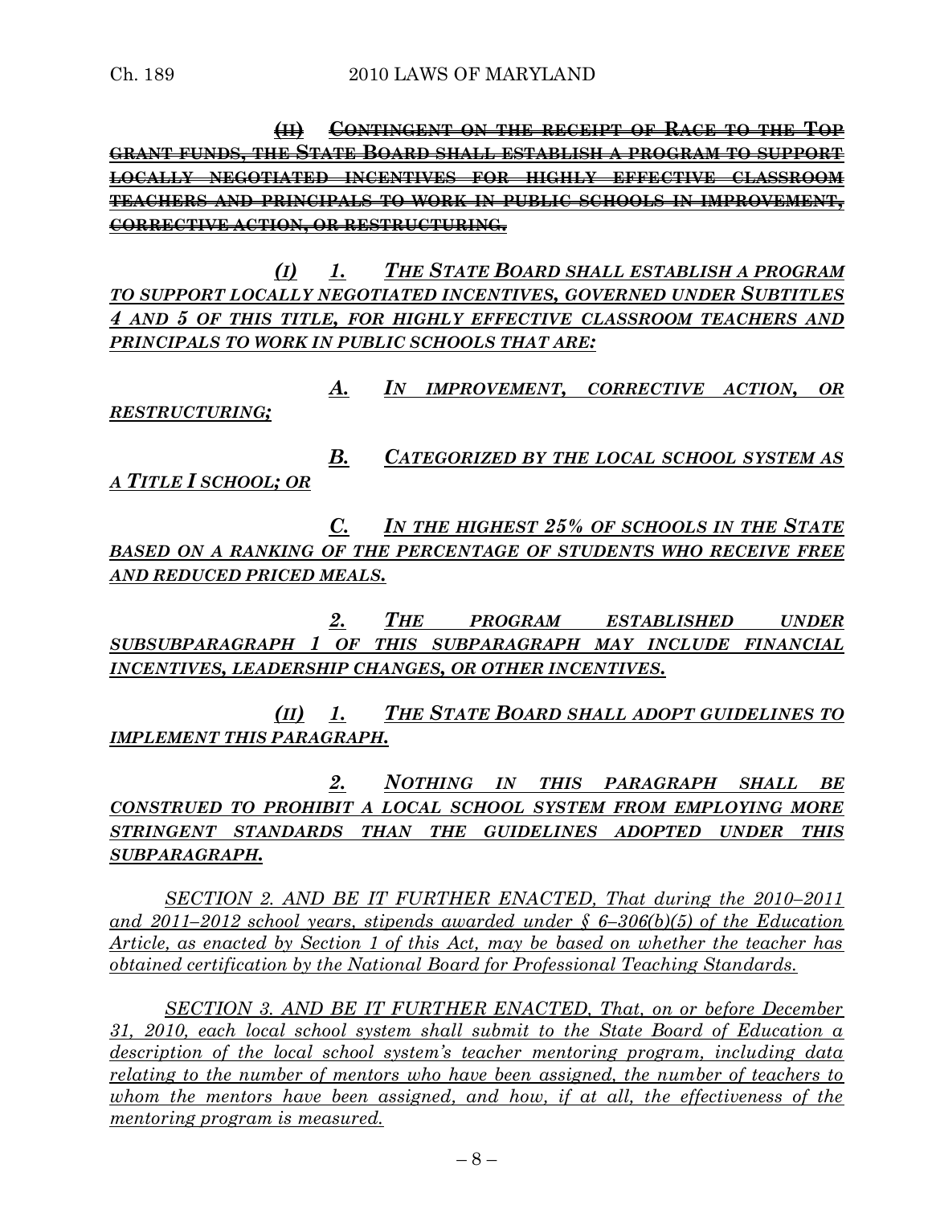~~(II) CONTINGENT ON THE RECEIPT OF RACE TO THE TOP GRANT FUNDS, THE STATE BOARD SHALL ESTABLISH A PROGRAM TO SUPPORT LOCALLY NEGOTIATED INCENTIVES FOR HIGHLY EFFECTIVE CLASSROOM TEACHERS AND PRINCIPALS TO WORK IN PUBLIC SCHOOLS IN IMPROVEMENT, CORRECTIVE ACTION, OR RESTRUCTURING.~~

***(I) 1. THE STATE BOARD SHALL ESTABLISH A PROGRAM TO SUPPORT LOCALLY NEGOTIATED INCENTIVES, GOVERNED UNDER SUBTITLES 4 AND 5 OF THIS TITLE, FOR HIGHLY EFFECTIVE CLASSROOM TEACHERS AND PRINCIPALS TO WORK IN PUBLIC SCHOOLS THAT ARE:***

***A. IN IMPROVEMENT, CORRECTIVE ACTION, OR RESTRUCTURING;***

***B. CATEGORIZED BY THE LOCAL SCHOOL SYSTEM AS A TITLE I SCHOOL; OR***

***C. IN THE HIGHEST 25% OF SCHOOLS IN THE STATE BASED ON A RANKING OF THE PERCENTAGE OF STUDENTS WHO RECEIVE FREE AND REDUCED PRICED MEALS.***

***2. THE PROGRAM ESTABLISHED UNDER SUBSUBPARAGRAPH 1 OF THIS SUBPARAGRAPH MAY INCLUDE FINANCIAL INCENTIVES, LEADERSHIP CHANGES, OR OTHER INCENTIVES.***

***(II) 1. THE STATE BOARD SHALL ADOPT GUIDELINES TO IMPLEMENT THIS PARAGRAPH.***

***2. NOTHING IN THIS PARAGRAPH SHALL BE CONSTRUED TO PROHIBIT A LOCAL SCHOOL SYSTEM FROM EMPLOYING MORE STRINGENT STANDARDS THAN THE GUIDELINES ADOPTED UNDER THIS SUBPARAGRAPH.***

*SECTION 2. AND BE IT FURTHER ENACTED, That during the 2010–2011 and 2011–2012 school years, stipends awarded under § 6–306(b)(5) of the Education Article, as enacted by Section 1 of this Act, may be based on whether the teacher has obtained certification by the National Board for Professional Teaching Standards.*

*SECTION 3. AND BE IT FURTHER ENACTED, That, on or before December 31, 2010, each local school system shall submit to the State Board of Education a description of the local school system's teacher mentoring program, including data relating to the number of mentors who have been assigned, the number of teachers to whom the mentors have been assigned, and how, if at all, the effectiveness of the mentoring program is measured.*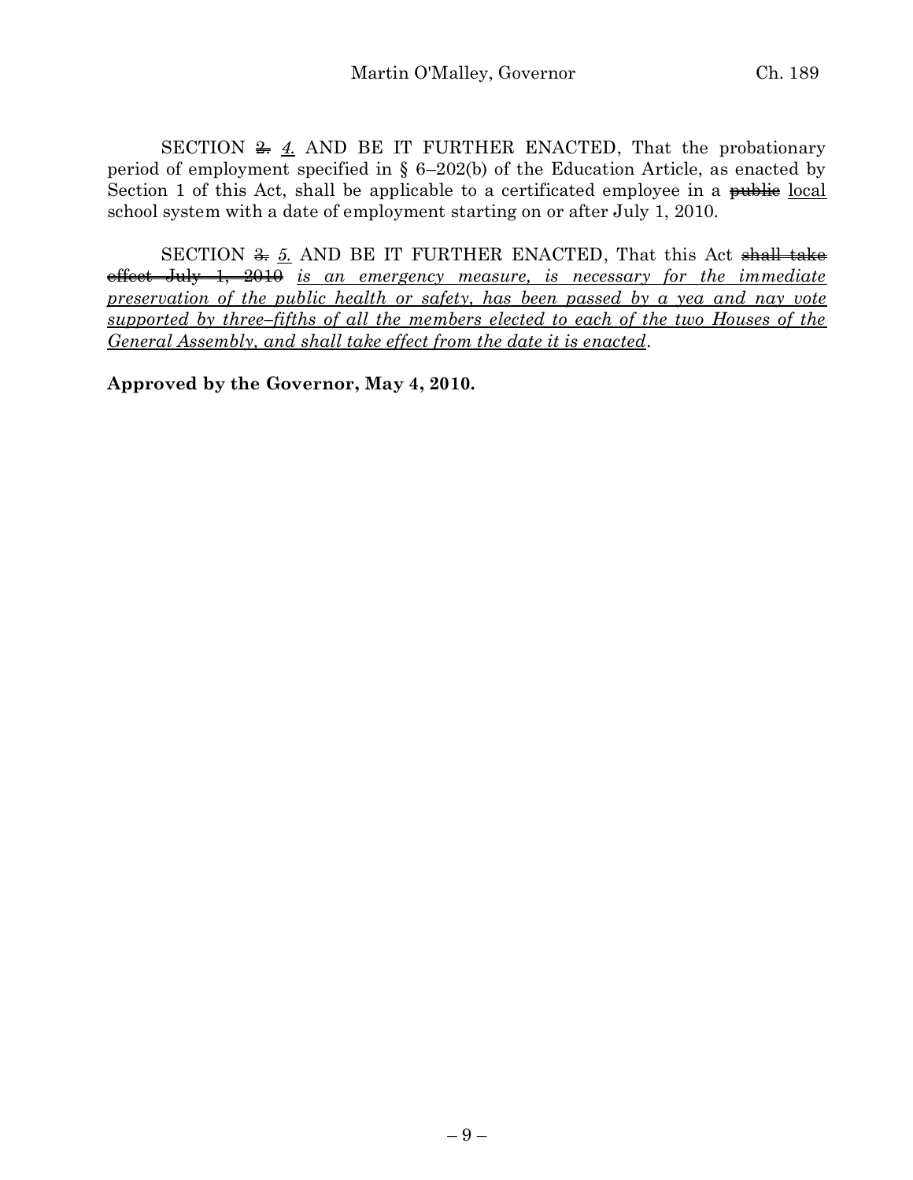SECTION ~~2.~~ *4.* AND BE IT FURTHER ENACTED, That the probationary period of employment specified in § 6–202(b) of the Education Article, as enacted by Section 1 of this Act, shall be applicable to a certificated employee in a ~~public~~ local school system with a date of employment starting on or after July 1, 2010.

SECTION ~~3.~~ *5.* AND BE IT FURTHER ENACTED, That this Act ~~shall take effect July 1, 2010~~ *is an emergency measure, is necessary for the immediate preservation of the public health or safety, has been passed by a yea and nay vote supported by three–fifths of all the members elected to each of the two Houses of the General Assembly, and shall take effect from the date it is enacted*.

**Approved by the Governor, May 4, 2010.**